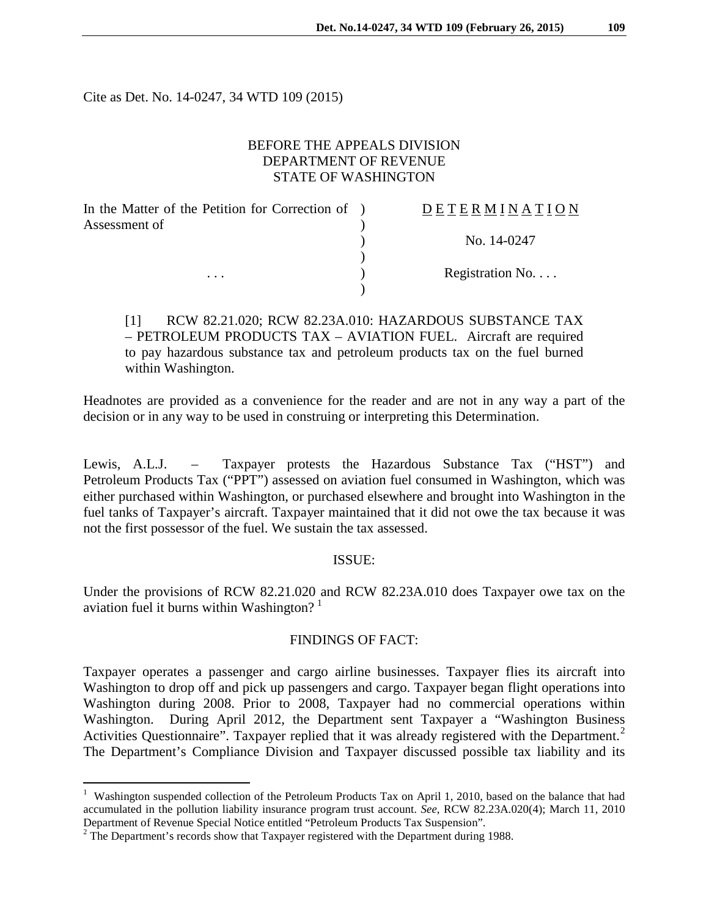Cite as Det. No. 14-0247, 34 WTD 109 (2015)

BEFORE THE APPEALS DIVISION
DEPARTMENT OF REVENUE
STATE OF WASHINGTON

| | | |
|---|---|---|
| In the Matter of the Petition for Correction of Assessment of | ) | DETERMINATION |
| | ) | No. 14-0247 |
| . . . | ) | Registration No. . . . |

[1] RCW 82.21.020; RCW 82.23A.010: HAZARDOUS SUBSTANCE TAX – PETROLEUM PRODUCTS TAX – AVIATION FUEL. Aircraft are required to pay hazardous substance tax and petroleum products tax on the fuel burned within Washington.

Headnotes are provided as a convenience for the reader and are not in any way a part of the decision or in any way to be used in construing or interpreting this Determination.

Lewis, A.L.J. – Taxpayer protests the Hazardous Substance Tax ("HST") and Petroleum Products Tax ("PPT") assessed on aviation fuel consumed in Washington, which was either purchased within Washington, or purchased elsewhere and brought into Washington in the fuel tanks of Taxpayer's aircraft. Taxpayer maintained that it did not owe the tax because it was not the first possessor of the fuel. We sustain the tax assessed.

## ISSUE:

Under the provisions of RCW 82.21.020 and RCW 82.23A.010 does Taxpayer owe tax on the aviation fuel it burns within Washington? [1]

## FINDINGS OF FACT:

Taxpayer operates a passenger and cargo airline businesses. Taxpayer flies its aircraft into Washington to drop off and pick up passengers and cargo. Taxpayer began flight operations into Washington during 2008. Prior to 2008, Taxpayer had no commercial operations within Washington. During April 2012, the Department sent Taxpayer a "Washington Business Activities Questionnaire". Taxpayer replied that it was already registered with the Department.[2] The Department's Compliance Division and Taxpayer discussed possible tax liability and its

[1] Washington suspended collection of the Petroleum Products Tax on April 1, 2010, based on the balance that had accumulated in the pollution liability insurance program trust account. *See*, RCW 82.23A.020(4); March 11, 2010 Department of Revenue Special Notice entitled "Petroleum Products Tax Suspension".

[2] The Department's records show that Taxpayer registered with the Department during 1988.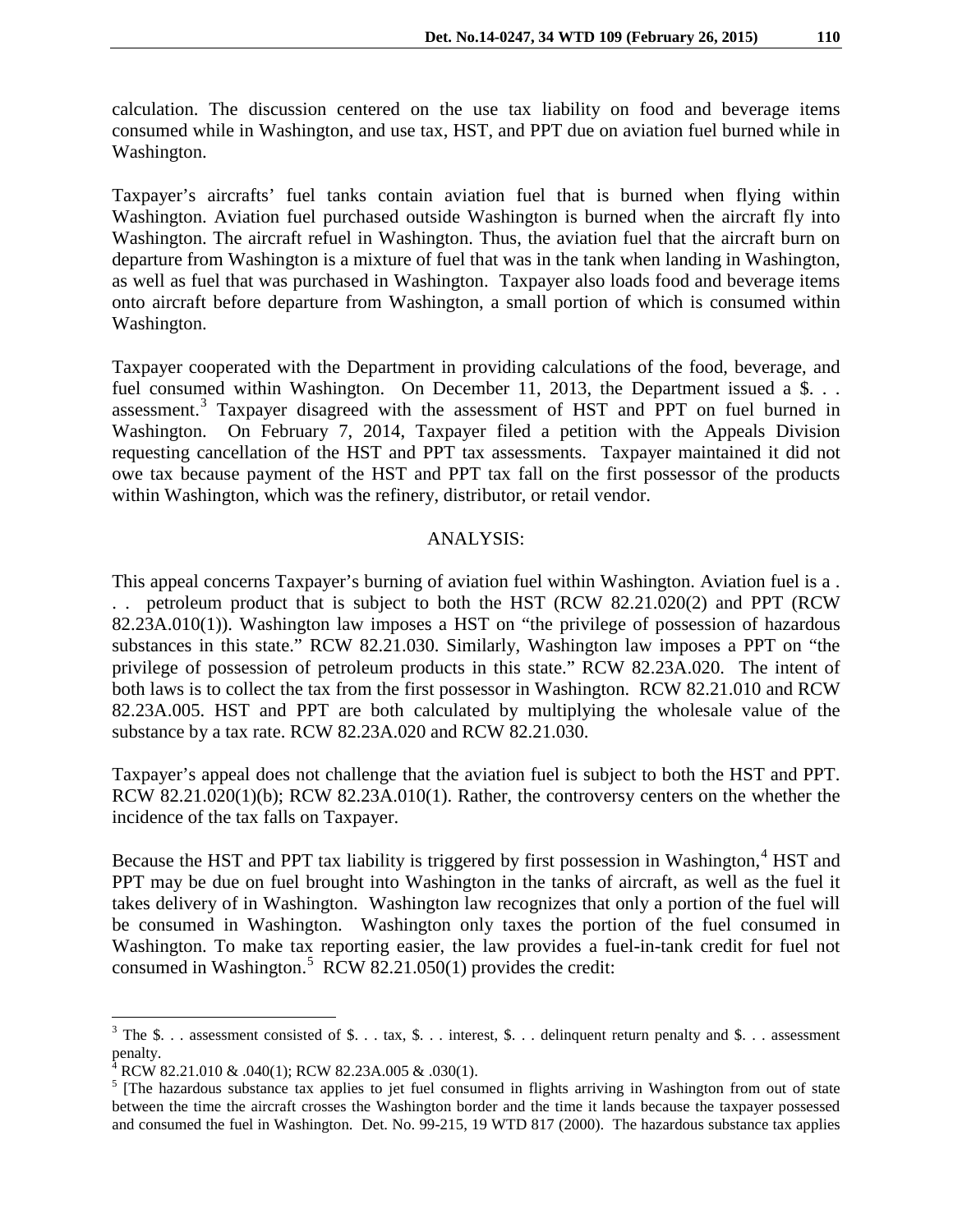calculation. The discussion centered on the use tax liability on food and beverage items consumed while in Washington, and use tax, HST, and PPT due on aviation fuel burned while in Washington.

Taxpayer's aircrafts' fuel tanks contain aviation fuel that is burned when flying within Washington. Aviation fuel purchased outside Washington is burned when the aircraft fly into Washington. The aircraft refuel in Washington. Thus, the aviation fuel that the aircraft burn on departure from Washington is a mixture of fuel that was in the tank when landing in Washington, as well as fuel that was purchased in Washington. Taxpayer also loads food and beverage items onto aircraft before departure from Washington, a small portion of which is consumed within Washington.

Taxpayer cooperated with the Department in providing calculations of the food, beverage, and fuel consumed within Washington. On December 11, 2013, the Department issued a $. . . assessment.[3] Taxpayer disagreed with the assessment of HST and PPT on fuel burned in Washington. On February 7, 2014, Taxpayer filed a petition with the Appeals Division requesting cancellation of the HST and PPT tax assessments. Taxpayer maintained it did not owe tax because payment of the HST and PPT tax fall on the first possessor of the products within Washington, which was the refinery, distributor, or retail vendor.

## ANALYSIS:

This appeal concerns Taxpayer's burning of aviation fuel within Washington. Aviation fuel is a . . . petroleum product that is subject to both the HST (RCW 82.21.020(2) and PPT (RCW 82.23A.010(1)). Washington law imposes a HST on "the privilege of possession of hazardous substances in this state." RCW 82.21.030. Similarly, Washington law imposes a PPT on "the privilege of possession of petroleum products in this state." RCW 82.23A.020. The intent of both laws is to collect the tax from the first possessor in Washington. RCW 82.21.010 and RCW 82.23A.005. HST and PPT are both calculated by multiplying the wholesale value of the substance by a tax rate. RCW 82.23A.020 and RCW 82.21.030.

Taxpayer's appeal does not challenge that the aviation fuel is subject to both the HST and PPT. RCW 82.21.020(1)(b); RCW 82.23A.010(1). Rather, the controversy centers on the whether the incidence of the tax falls on Taxpayer.

Because the HST and PPT tax liability is triggered by first possession in Washington,[4] HST and PPT may be due on fuel brought into Washington in the tanks of aircraft, as well as the fuel it takes delivery of in Washington. Washington law recognizes that only a portion of the fuel will be consumed in Washington. Washington only taxes the portion of the fuel consumed in Washington. To make tax reporting easier, the law provides a fuel-in-tank credit for fuel not consumed in Washington.[5] RCW 82.21.050(1) provides the credit:

---

[3] The $. . . assessment consisted of $. . . tax, $. . . interest, $. . . delinquent return penalty and $. . . assessment penalty.

[4] RCW 82.21.010 & .040(1); RCW 82.23A.005 & .030(1).

[5] [The hazardous substance tax applies to jet fuel consumed in flights arriving in Washington from out of state between the time the aircraft crosses the Washington border and the time it lands because the taxpayer possessed and consumed the fuel in Washington. Det. No. 99-215, 19 WTD 817 (2000). The hazardous substance tax applies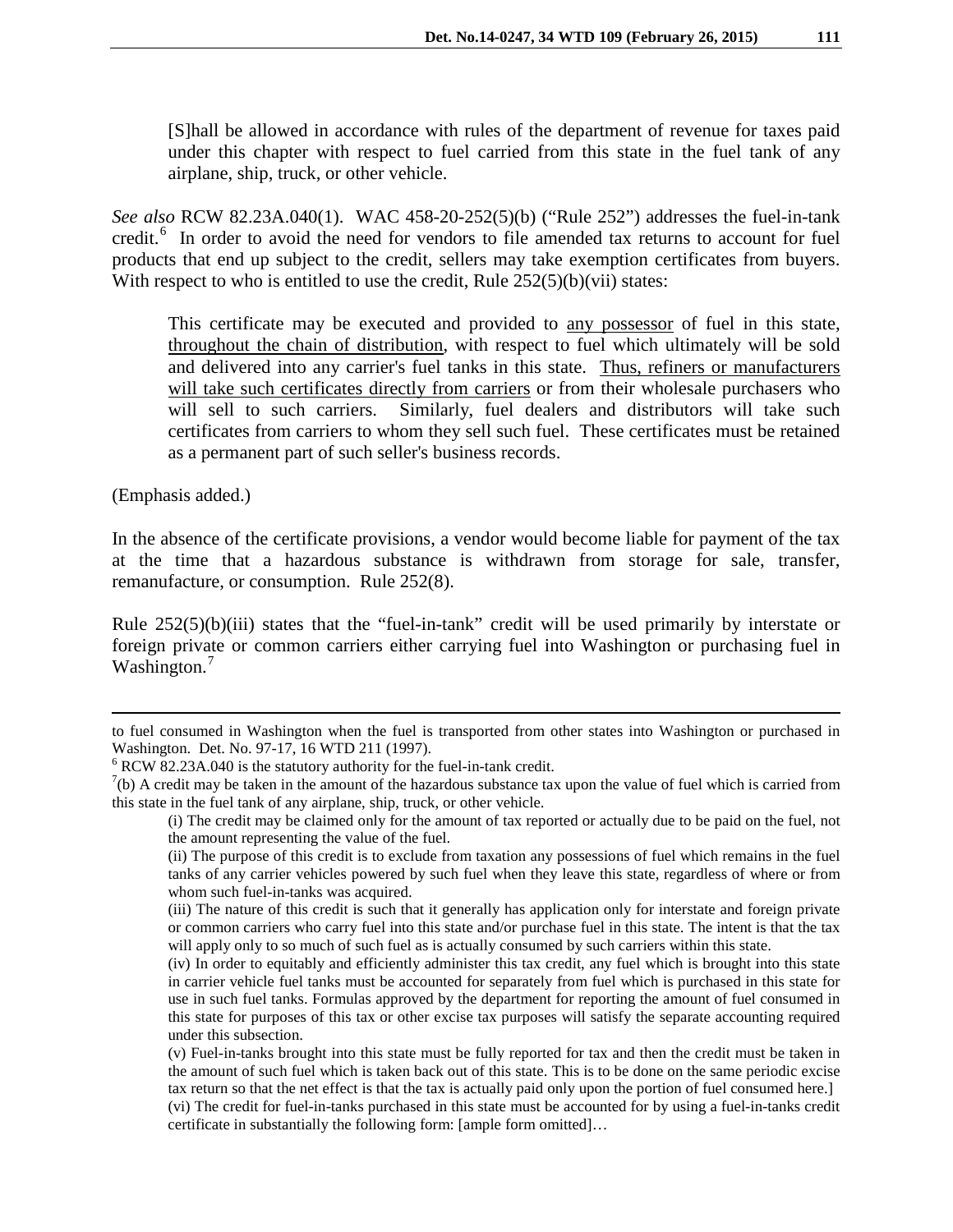> [S]hall be allowed in accordance with rules of the department of revenue for taxes paid under this chapter with respect to fuel carried from this state in the fuel tank of any airplane, ship, truck, or other vehicle.

*See also* RCW 82.23A.040(1). WAC 458-20-252(5)(b) ("Rule 252") addresses the fuel-in-tank credit.[6] In order to avoid the need for vendors to file amended tax returns to account for fuel products that end up subject to the credit, sellers may take exemption certificates from buyers. With respect to who is entitled to use the credit, Rule 252(5)(b)(vii) states:

> This certificate may be executed and provided to <u>any possessor</u> of fuel in this state, <u>throughout the chain of distribution</u>, with respect to fuel which ultimately will be sold and delivered into any carrier's fuel tanks in this state. <u>Thus, refiners or manufacturers will take such certificates directly from carriers</u> or from their wholesale purchasers who will sell to such carriers. Similarly, fuel dealers and distributors will take such certificates from carriers to whom they sell such fuel. These certificates must be retained as a permanent part of such seller's business records.

(Emphasis added.)

In the absence of the certificate provisions, a vendor would become liable for payment of the tax at the time that a hazardous substance is withdrawn from storage for sale, transfer, remanufacture, or consumption. Rule 252(8).

Rule 252(5)(b)(iii) states that the "fuel-in-tank" credit will be used primarily by interstate or foreign private or common carriers either carrying fuel into Washington or purchasing fuel in Washington.[7]

---

to fuel consumed in Washington when the fuel is transported from other states into Washington or purchased in Washington. Det. No. 97-17, 16 WTD 211 (1997).

[6] RCW 82.23A.040 is the statutory authority for the fuel-in-tank credit.

[7](b) A credit may be taken in the amount of the hazardous substance tax upon the value of fuel which is carried from this state in the fuel tank of any airplane, ship, truck, or other vehicle.

> (i) The credit may be claimed only for the amount of tax reported or actually due to be paid on the fuel, not the amount representing the value of the fuel.
>
> (ii) The purpose of this credit is to exclude from taxation any possessions of fuel which remains in the fuel tanks of any carrier vehicles powered by such fuel when they leave this state, regardless of where or from whom such fuel-in-tanks was acquired.
>
> (iii) The nature of this credit is such that it generally has application only for interstate and foreign private or common carriers who carry fuel into this state and/or purchase fuel in this state. The intent is that the tax will apply only to so much of such fuel as is actually consumed by such carriers within this state.
>
> (iv) In order to equitably and efficiently administer this tax credit, any fuel which is brought into this state in carrier vehicle fuel tanks must be accounted for separately from fuel which is purchased in this state for use in such fuel tanks. Formulas approved by the department for reporting the amount of fuel consumed in this state for purposes of this tax or other excise tax purposes will satisfy the separate accounting required under this subsection.
>
> (v) Fuel-in-tanks brought into this state must be fully reported for tax and then the credit must be taken in the amount of such fuel which is taken back out of this state. This is to be done on the same periodic excise tax return so that the net effect is that the tax is actually paid only upon the portion of fuel consumed here.]
>
> (vi) The credit for fuel-in-tanks purchased in this state must be accounted for by using a fuel-in-tanks credit certificate in substantially the following form: [ample form omitted]…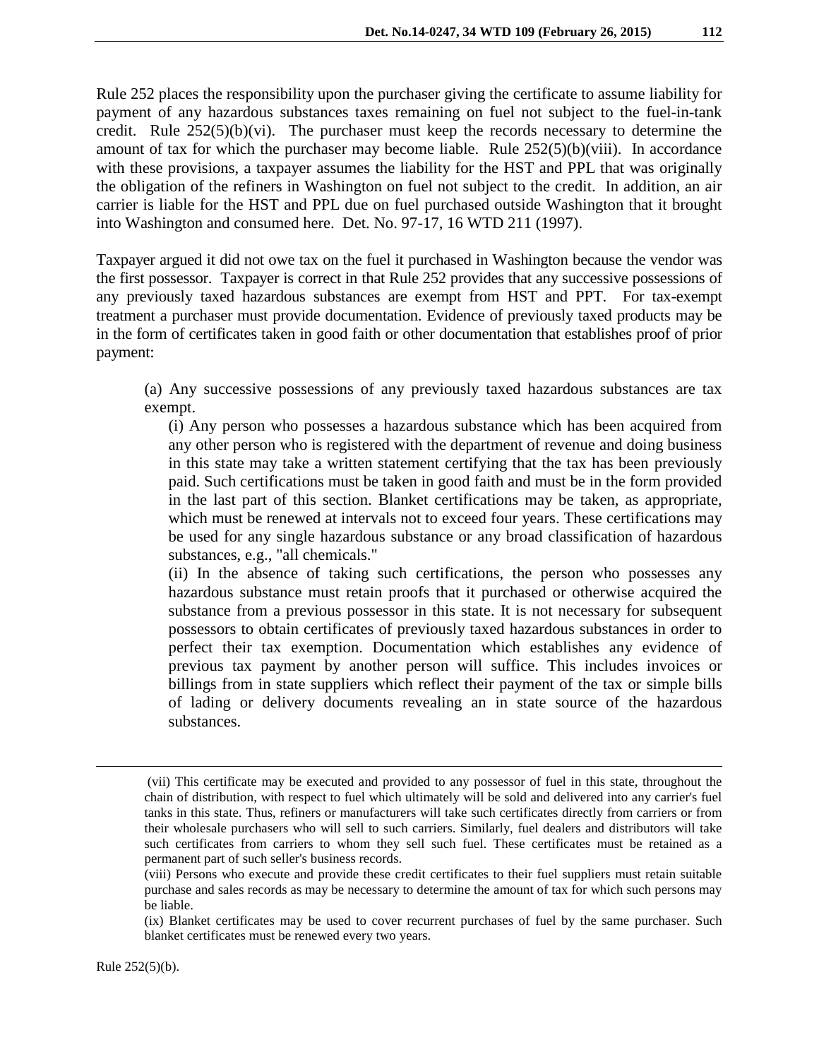Rule 252 places the responsibility upon the purchaser giving the certificate to assume liability for payment of any hazardous substances taxes remaining on fuel not subject to the fuel-in-tank credit. Rule 252(5)(b)(vi). The purchaser must keep the records necessary to determine the amount of tax for which the purchaser may become liable. Rule 252(5)(b)(viii). In accordance with these provisions, a taxpayer assumes the liability for the HST and PPL that was originally the obligation of the refiners in Washington on fuel not subject to the credit. In addition, an air carrier is liable for the HST and PPL due on fuel purchased outside Washington that it brought into Washington and consumed here. Det. No. 97-17, 16 WTD 211 (1997).

Taxpayer argued it did not owe tax on the fuel it purchased in Washington because the vendor was the first possessor. Taxpayer is correct in that Rule 252 provides that any successive possessions of any previously taxed hazardous substances are exempt from HST and PPT. For tax-exempt treatment a purchaser must provide documentation. Evidence of previously taxed products may be in the form of certificates taken in good faith or other documentation that establishes proof of prior payment:

> (a) Any successive possessions of any previously taxed hazardous substances are tax exempt.
>
> (i) Any person who possesses a hazardous substance which has been acquired from any other person who is registered with the department of revenue and doing business in this state may take a written statement certifying that the tax has been previously paid. Such certifications must be taken in good faith and must be in the form provided in the last part of this section. Blanket certifications may be taken, as appropriate, which must be renewed at intervals not to exceed four years. These certifications may be used for any single hazardous substance or any broad classification of hazardous substances, e.g., "all chemicals."
>
> (ii) In the absence of taking such certifications, the person who possesses any hazardous substance must retain proofs that it purchased or otherwise acquired the substance from a previous possessor in this state. It is not necessary for subsequent possessors to obtain certificates of previously taxed hazardous substances in order to perfect their tax exemption. Documentation which establishes any evidence of previous tax payment by another person will suffice. This includes invoices or billings from in state suppliers which reflect their payment of the tax or simple bills of lading or delivery documents revealing an in state source of the hazardous substances.

---

(vii) This certificate may be executed and provided to any possessor of fuel in this state, throughout the chain of distribution, with respect to fuel which ultimately will be sold and delivered into any carrier's fuel tanks in this state. Thus, refiners or manufacturers will take such certificates directly from carriers or from their wholesale purchasers who will sell to such carriers. Similarly, fuel dealers and distributors will take such certificates from carriers to whom they sell such fuel. These certificates must be retained as a permanent part of such seller's business records.

(viii) Persons who execute and provide these credit certificates to their fuel suppliers must retain suitable purchase and sales records as may be necessary to determine the amount of tax for which such persons may be liable.

(ix) Blanket certificates may be used to cover recurrent purchases of fuel by the same purchaser. Such blanket certificates must be renewed every two years.

Rule 252(5)(b).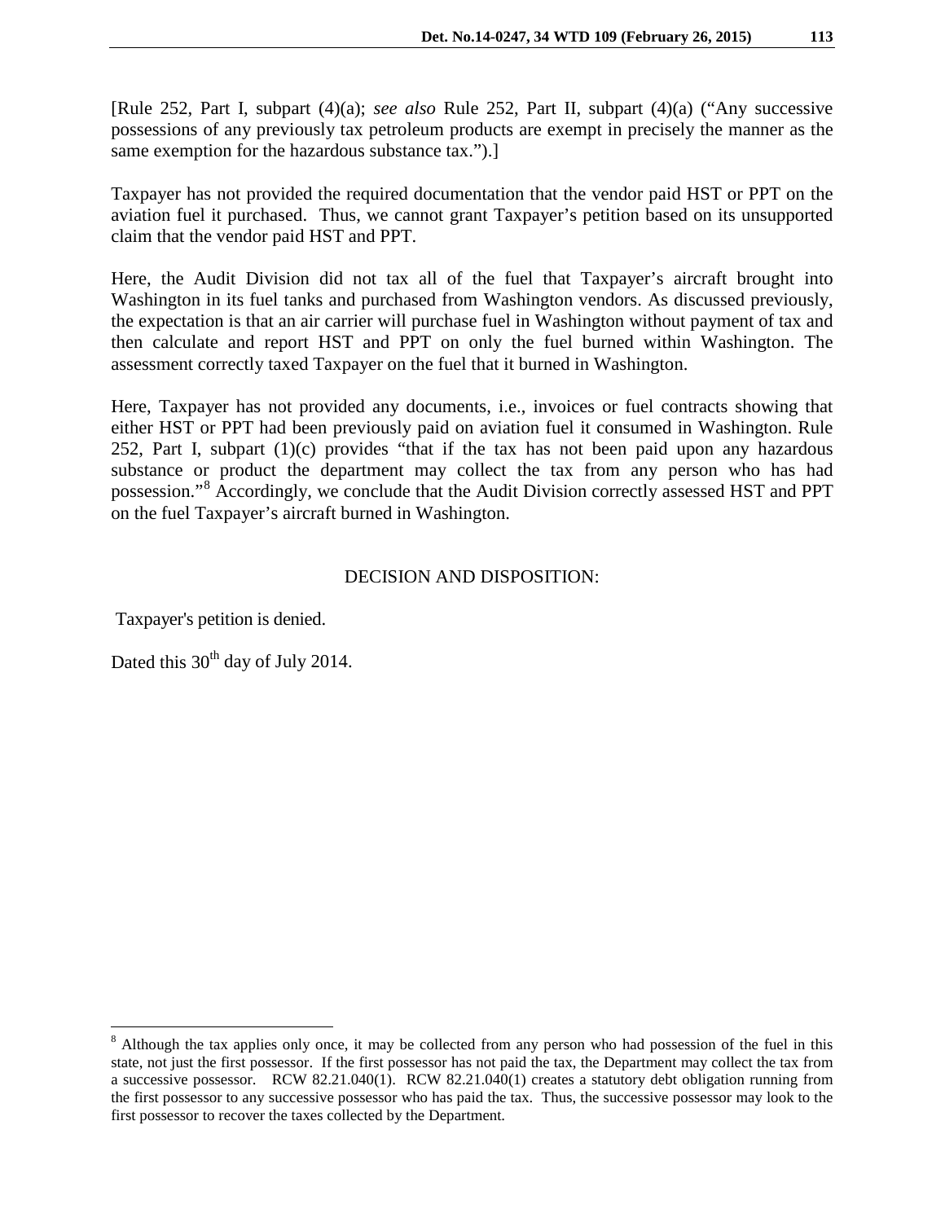[Rule 252, Part I, subpart (4)(a); *see also* Rule 252, Part II, subpart (4)(a) ("Any successive possessions of any previously tax petroleum products are exempt in precisely the manner as the same exemption for the hazardous substance tax.").]

Taxpayer has not provided the required documentation that the vendor paid HST or PPT on the aviation fuel it purchased. Thus, we cannot grant Taxpayer's petition based on its unsupported claim that the vendor paid HST and PPT.

Here, the Audit Division did not tax all of the fuel that Taxpayer's aircraft brought into Washington in its fuel tanks and purchased from Washington vendors. As discussed previously, the expectation is that an air carrier will purchase fuel in Washington without payment of tax and then calculate and report HST and PPT on only the fuel burned within Washington. The assessment correctly taxed Taxpayer on the fuel that it burned in Washington.

Here, Taxpayer has not provided any documents, i.e., invoices or fuel contracts showing that either HST or PPT had been previously paid on aviation fuel it consumed in Washington. Rule 252, Part I, subpart (1)(c) provides "that if the tax has not been paid upon any hazardous substance or product the department may collect the tax from any person who has had possession."[8] Accordingly, we conclude that the Audit Division correctly assessed HST and PPT on the fuel Taxpayer's aircraft burned in Washington.

## DECISION AND DISPOSITION:

Taxpayer's petition is denied.

Dated this 30th day of July 2014.

---

[8] Although the tax applies only once, it may be collected from any person who had possession of the fuel in this state, not just the first possessor. If the first possessor has not paid the tax, the Department may collect the tax from a successive possessor. RCW 82.21.040(1). RCW 82.21.040(1) creates a statutory debt obligation running from the first possessor to any successive possessor who has paid the tax. Thus, the successive possessor may look to the first possessor to recover the taxes collected by the Department.